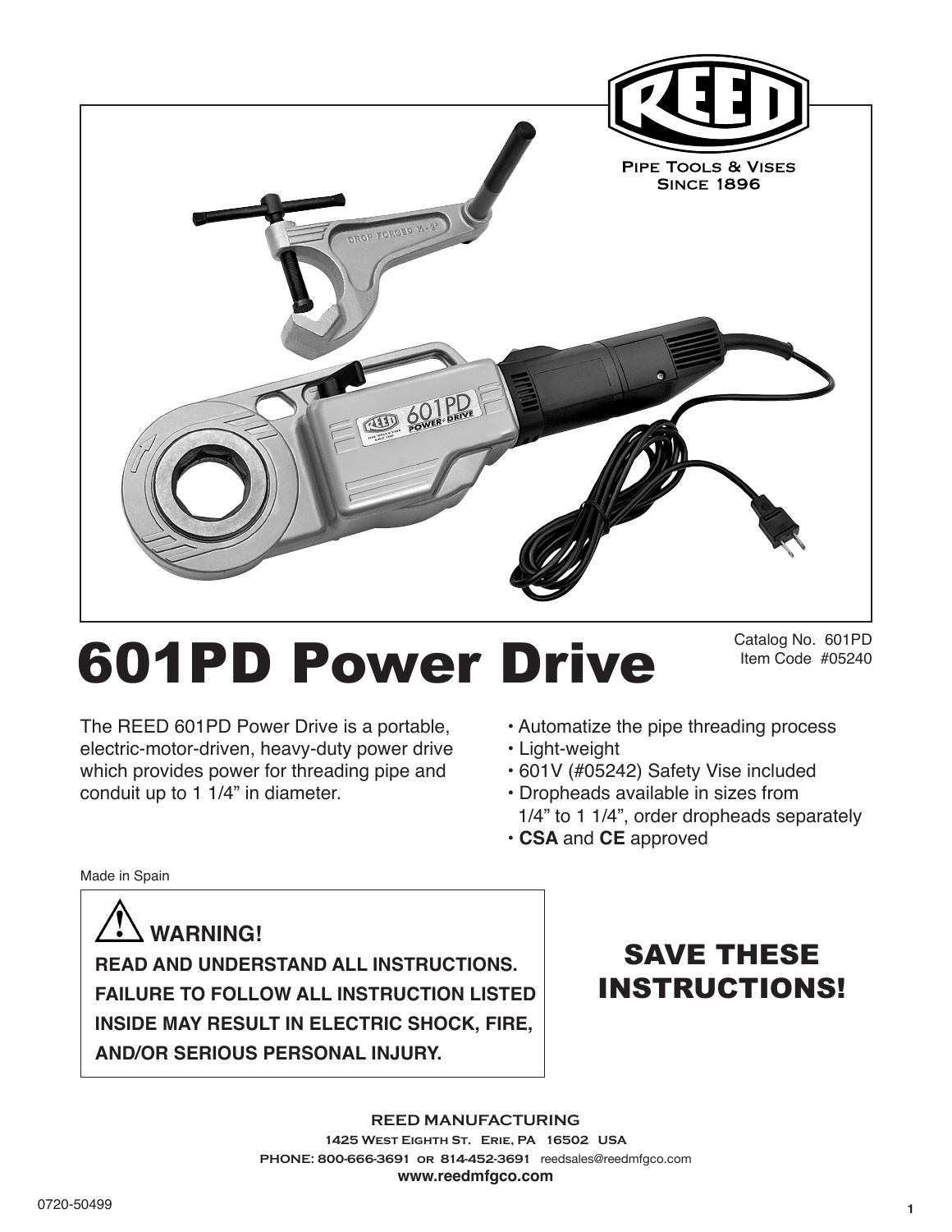REED

PIPE TOOLS & VISES
SINCE 1896

# 601PD Power Drive

Catalog No. 601PD
Item Code #05240

The REED 601PD Power Drive is a portable, electric-motor-driven, heavy-duty power drive which provides power for threading pipe and conduit up to 1 1/4" in diameter.

- Automatize the pipe threading process
- Light-weight
- 601V (#05242) Safety Vise included
- Dropheads available in sizes from 1/4" to 1 1/4", order dropheads separately
- **CSA** and **CE** approved

Made in Spain

> ⚠ **WARNING!**
>
> **READ AND UNDERSTAND ALL INSTRUCTIONS. FAILURE TO FOLLOW ALL INSTRUCTION LISTED INSIDE MAY RESULT IN ELECTRIC SHOCK, FIRE, AND/OR SERIOUS PERSONAL INJURY.**

## SAVE THESE INSTRUCTIONS!

**REED MANUFACTURING**
**1425 West Eighth St. Erie, PA 16502 USA**
**PHONE: 800-666-3691 or 814-452-3691** reedsales@reedmfgco.com
**www.reedmfgco.com**

0720-50499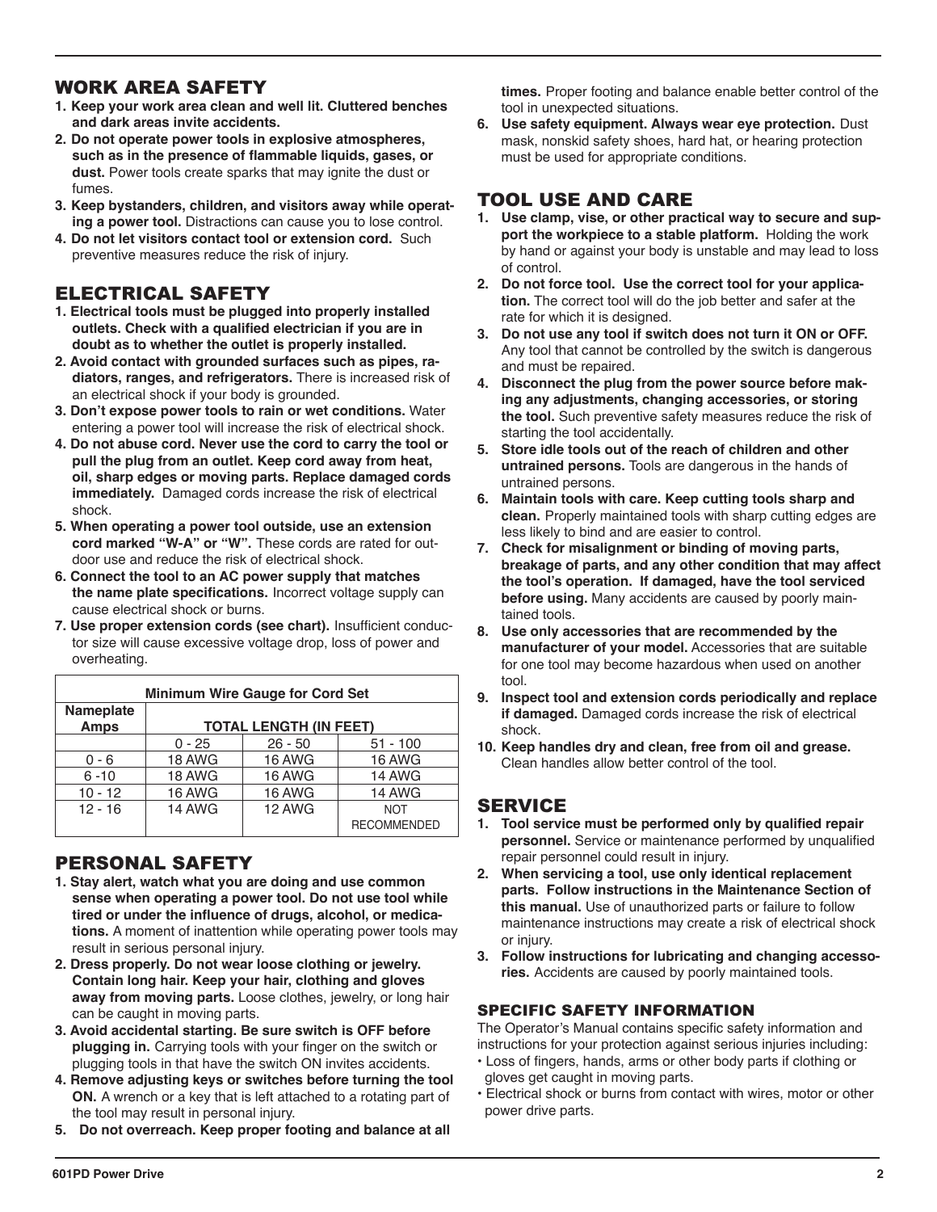## WORK AREA SAFETY

1. **Keep your work area clean and well lit. Cluttered benches and dark areas invite accidents.**
2. **Do not operate power tools in explosive atmospheres, such as in the presence of flammable liquids, gases, or dust.** Power tools create sparks that may ignite the dust or fumes.
3. **Keep bystanders, children, and visitors away while operating a power tool.** Distractions can cause you to lose control.
4. **Do not let visitors contact tool or extension cord.** Such preventive measures reduce the risk of injury.

## ELECTRICAL SAFETY

1. **Electrical tools must be plugged into properly installed outlets. Check with a qualified electrician if you are in doubt as to whether the outlet is properly installed.**
2. **Avoid contact with grounded surfaces such as pipes, radiators, ranges, and refrigerators.** There is increased risk of an electrical shock if your body is grounded.
3. **Don't expose power tools to rain or wet conditions.** Water entering a power tool will increase the risk of electrical shock.
4. **Do not abuse cord. Never use the cord to carry the tool or pull the plug from an outlet. Keep cord away from heat, oil, sharp edges or moving parts. Replace damaged cords immediately.** Damaged cords increase the risk of electrical shock.
5. **When operating a power tool outside, use an extension cord marked "W-A" or "W".** These cords are rated for outdoor use and reduce the risk of electrical shock.
6. **Connect the tool to an AC power supply that matches the name plate specifications.** Incorrect voltage supply can cause electrical shock or burns.
7. **Use proper extension cords (see chart).** Insufficient conductor size will cause excessive voltage drop, loss of power and overheating.

| Minimum Wire Gauge for Cord Set | | | |
|---|---|---|---|
| **Nameplate Amps** | **TOTAL LENGTH (IN FEET)** | | |
| | 0 - 25 | 26 - 50 | 51 - 100 |
| 0 - 6 | 18 AWG | 16 AWG | 16 AWG |
| 6 -10 | 18 AWG | 16 AWG | 14 AWG |
| 10 - 12 | 16 AWG | 16 AWG | 14 AWG |
| 12 - 16 | 14 AWG | 12 AWG | NOT RECOMMENDED |

## PERSONAL SAFETY

1. **Stay alert, watch what you are doing and use common sense when operating a power tool. Do not use tool while tired or under the influence of drugs, alcohol, or medications.** A moment of inattention while operating power tools may result in serious personal injury.
2. **Dress properly. Do not wear loose clothing or jewelry. Contain long hair. Keep your hair, clothing and gloves away from moving parts.** Loose clothes, jewelry, or long hair can be caught in moving parts.
3. **Avoid accidental starting. Be sure switch is OFF before plugging in.** Carrying tools with your finger on the switch or plugging tools in that have the switch ON invites accidents.
4. **Remove adjusting keys or switches before turning the tool ON.** A wrench or a key that is left attached to a rotating part of the tool may result in personal injury.
5. **Do not overreach. Keep proper footing and balance at all times.** Proper footing and balance enable better control of the tool in unexpected situations.
6. **Use safety equipment. Always wear eye protection.** Dust mask, nonskid safety shoes, hard hat, or hearing protection must be used for appropriate conditions.

## TOOL USE AND CARE

1. **Use clamp, vise, or other practical way to secure and support the workpiece to a stable platform.** Holding the work by hand or against your body is unstable and may lead to loss of control.
2. **Do not force tool. Use the correct tool for your application.** The correct tool will do the job better and safer at the rate for which it is designed.
3. **Do not use any tool if switch does not turn it ON or OFF.** Any tool that cannot be controlled by the switch is dangerous and must be repaired.
4. **Disconnect the plug from the power source before making any adjustments, changing accessories, or storing the tool.** Such preventive safety measures reduce the risk of starting the tool accidentally.
5. **Store idle tools out of the reach of children and other untrained persons.** Tools are dangerous in the hands of untrained persons.
6. **Maintain tools with care. Keep cutting tools sharp and clean.** Properly maintained tools with sharp cutting edges are less likely to bind and are easier to control.
7. **Check for misalignment or binding of moving parts, breakage of parts, and any other condition that may affect the tool's operation. If damaged, have the tool serviced before using.** Many accidents are caused by poorly maintained tools.
8. **Use only accessories that are recommended by the manufacturer of your model.** Accessories that are suitable for one tool may become hazardous when used on another tool.
9. **Inspect tool and extension cords periodically and replace if damaged.** Damaged cords increase the risk of electrical shock.
10. **Keep handles dry and clean, free from oil and grease.** Clean handles allow better control of the tool.

## SERVICE

1. **Tool service must be performed only by qualified repair personnel.** Service or maintenance performed by unqualified repair personnel could result in injury.
2. **When servicing a tool, use only identical replacement parts. Follow instructions in the Maintenance Section of this manual.** Use of unauthorized parts or failure to follow maintenance instructions may create a risk of electrical shock or injury.
3. **Follow instructions for lubricating and changing accessories.** Accidents are caused by poorly maintained tools.

### SPECIFIC SAFETY INFORMATION

The Operator's Manual contains specific safety information and instructions for your protection against serious injuries including:

- Loss of fingers, hands, arms or other body parts if clothing or gloves get caught in moving parts.
- Electrical shock or burns from contact with wires, motor or other power drive parts.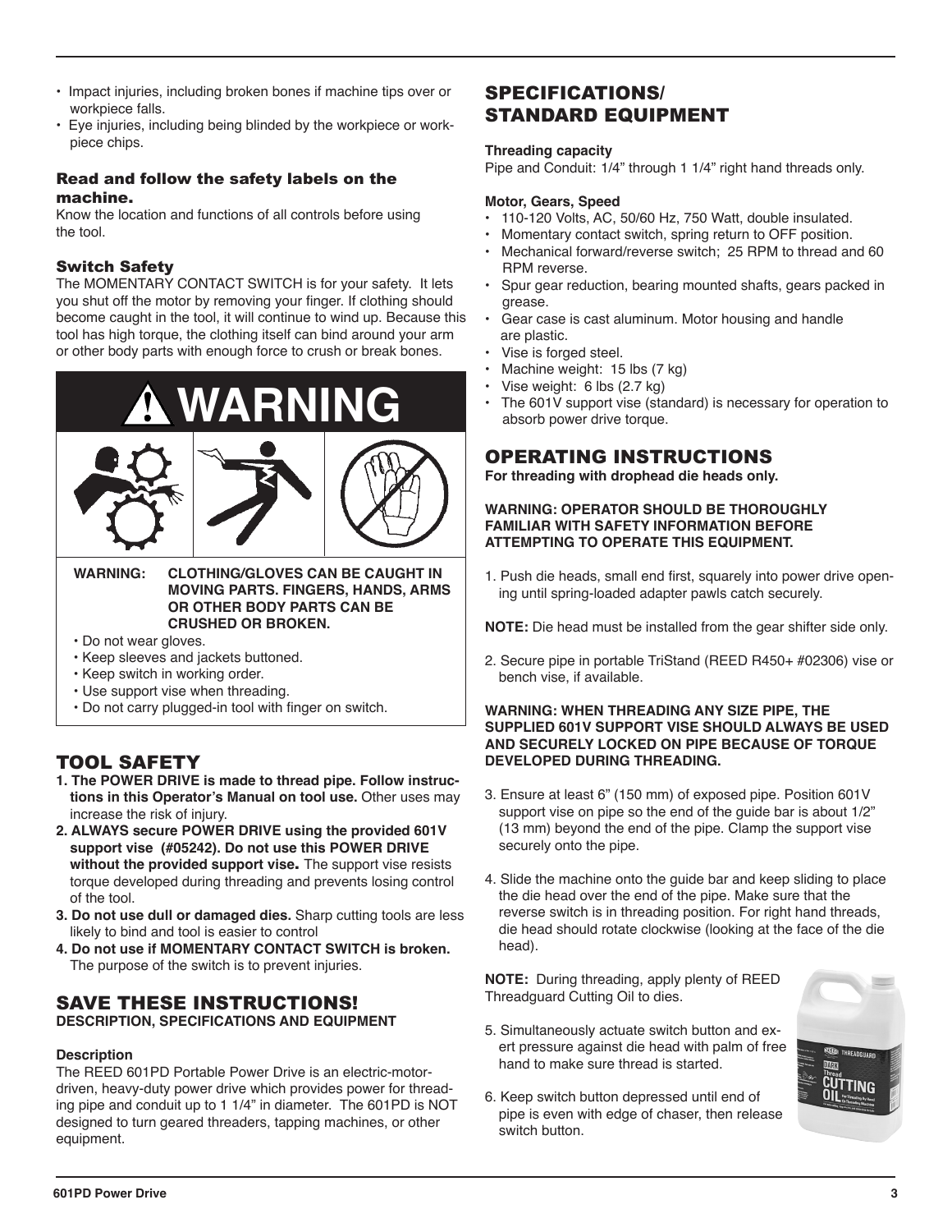- Impact injuries, including broken bones if machine tips over or workpiece falls.
- Eye injuries, including being blinded by the workpiece or workpiece chips.

### Read and follow the safety labels on the machine.

Know the location and functions of all controls before using the tool.

### Switch Safety

The MOMENTARY CONTACT SWITCH is for your safety. It lets you shut off the motor by removing your finger. If clothing should become caught in the tool, it will continue to wind up. Because this tool has high torque, the clothing itself can bind around your arm or other body parts with enough force to crush or break bones.

**WARNING**

**WARNING: CLOTHING/GLOVES CAN BE CAUGHT IN MOVING PARTS. FINGERS, HANDS, ARMS OR OTHER BODY PARTS CAN BE CRUSHED OR BROKEN.**

- Do not wear gloves.
- Keep sleeves and jackets buttoned.
- Keep switch in working order.
- Use support vise when threading.
- Do not carry plugged-in tool with finger on switch.

## TOOL SAFETY

1. **The POWER DRIVE is made to thread pipe. Follow instructions in this Operator's Manual on tool use.** Other uses may increase the risk of injury.
2. **ALWAYS secure POWER DRIVE using the provided 601V support vise (#05242). Do not use this POWER DRIVE without the provided support vise.** The support vise resists torque developed during threading and prevents losing control of the tool.
3. **Do not use dull or damaged dies.** Sharp cutting tools are less likely to bind and tool is easier to control
4. **Do not use if MOMENTARY CONTACT SWITCH is broken.** The purpose of the switch is to prevent injuries.

## SAVE THESE INSTRUCTIONS!

**DESCRIPTION, SPECIFICATIONS AND EQUIPMENT**

**Description**

The REED 601PD Portable Power Drive is an electric-motor-driven, heavy-duty power drive which provides power for threading pipe and conduit up to 1 1/4" in diameter. The 601PD is NOT designed to turn geared threaders, tapping machines, or other equipment.

## SPECIFICATIONS/ STANDARD EQUIPMENT

**Threading capacity**

Pipe and Conduit: 1/4" through 1 1/4" right hand threads only.

**Motor, Gears, Speed**

- 110-120 Volts, AC, 50/60 Hz, 750 Watt, double insulated.
- Momentary contact switch, spring return to OFF position.
- Mechanical forward/reverse switch; 25 RPM to thread and 60 RPM reverse.
- Spur gear reduction, bearing mounted shafts, gears packed in grease.
- Gear case is cast aluminum. Motor housing and handle are plastic.
- Vise is forged steel.
- Machine weight: 15 lbs (7 kg)
- Vise weight: 6 lbs (2.7 kg)
- The 601V support vise (standard) is necessary for operation to absorb power drive torque.

## OPERATING INSTRUCTIONS

**For threading with drophead die heads only.**

**WARNING: OPERATOR SHOULD BE THOROUGHLY FAMILIAR WITH SAFETY INFORMATION BEFORE ATTEMPTING TO OPERATE THIS EQUIPMENT.**

1. Push die heads, small end first, squarely into power drive opening until spring-loaded adapter pawls catch securely.

**NOTE:** Die head must be installed from the gear shifter side only.

2. Secure pipe in portable TriStand (REED R450+ #02306) vise or bench vise, if available.

**WARNING: WHEN THREADING ANY SIZE PIPE, THE SUPPLIED 601V SUPPORT VISE SHOULD ALWAYS BE USED AND SECURELY LOCKED ON PIPE BECAUSE OF TORQUE DEVELOPED DURING THREADING.**

3. Ensure at least 6" (150 mm) of exposed pipe. Position 601V support vise on pipe so the end of the guide bar is about 1/2" (13 mm) beyond the end of the pipe. Clamp the support vise securely onto the pipe.
4. Slide the machine onto the guide bar and keep sliding to place the die head over the end of the pipe. Make sure that the reverse switch is in threading position. For right hand threads, die head should rotate clockwise (looking at the face of the die head).

**NOTE:** During threading, apply plenty of REED Threadguard Cutting Oil to dies.

5. Simultaneously actuate switch button and exert pressure against die head with palm of free hand to make sure thread is started.
6. Keep switch button depressed until end of pipe is even with edge of chaser, then release switch button.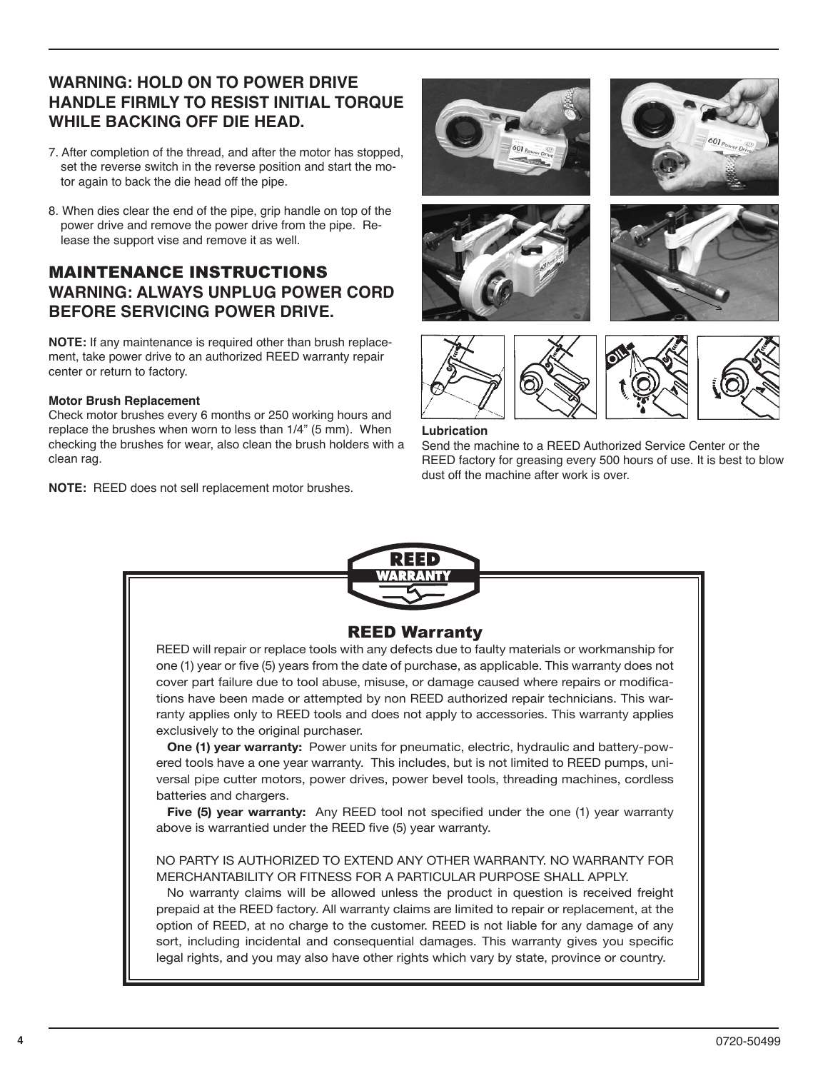## WARNING: HOLD ON TO POWER DRIVE HANDLE FIRMLY TO RESIST INITIAL TORQUE WHILE BACKING OFF DIE HEAD.

7. After completion of the thread, and after the motor has stopped, set the reverse switch in the reverse position and start the motor again to back the die head off the pipe.

8. When dies clear the end of the pipe, grip handle on top of the power drive and remove the power drive from the pipe. Release the support vise and remove it as well.

## MAINTENANCE INSTRUCTIONS

### WARNING: ALWAYS UNPLUG POWER CORD BEFORE SERVICING POWER DRIVE.

**NOTE:** If any maintenance is required other than brush replacement, take power drive to an authorized REED warranty repair center or return to factory.

**Motor Brush Replacement**

Check motor brushes every 6 months or 250 working hours and replace the brushes when worn to less than 1/4” (5 mm). When checking the brushes for wear, also clean the brush holders with a clean rag.

**NOTE:** REED does not sell replacement motor brushes.

**Lubrication**

Send the machine to a REED Authorized Service Center or the REED factory for greasing every 500 hours of use. It is best to blow dust off the machine after work is over.

REED
WARRANTY

## REED Warranty

REED will repair or replace tools with any defects due to faulty materials or workmanship for one (1) year or five (5) years from the date of purchase, as applicable. This warranty does not cover part failure due to tool abuse, misuse, or damage caused where repairs or modifications have been made or attempted by non REED authorized repair technicians. This warranty applies only to REED tools and does not apply to accessories. This warranty applies exclusively to the original purchaser.

**One (1) year warranty:** Power units for pneumatic, electric, hydraulic and battery-powered tools have a one year warranty. This includes, but is not limited to REED pumps, universal pipe cutter motors, power drives, power bevel tools, threading machines, cordless batteries and chargers.

**Five (5) year warranty:** Any REED tool not specified under the one (1) year warranty above is warrantied under the REED five (5) year warranty.

NO PARTY IS AUTHORIZED TO EXTEND ANY OTHER WARRANTY. NO WARRANTY FOR MERCHANTABILITY OR FITNESS FOR A PARTICULAR PURPOSE SHALL APPLY.

No warranty claims will be allowed unless the product in question is received freight prepaid at the REED factory. All warranty claims are limited to repair or replacement, at the option of REED, at no charge to the customer. REED is not liable for any damage of any sort, including incidental and consequential damages. This warranty gives you specific legal rights, and you may also have other rights which vary by state, province or country.

0720-50499